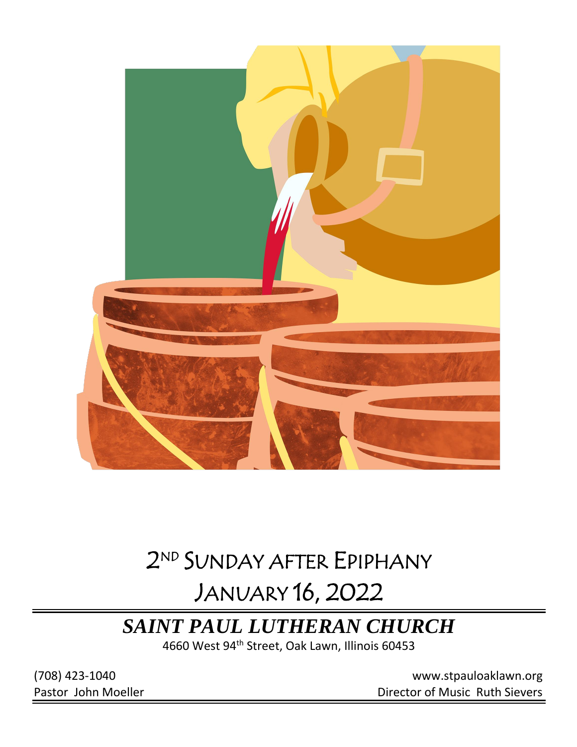# 2ND SUNDAY AFTER EPIPHANY

# JANUARY 16, 2022

## *SAINT PAUL LUTHERAN CHURCH*

4660 West 94th Street, Oak Lawn, Illinois 60453

(708) 423-1040

www.stpauloaklawn.org

Pastor John Moeller

Director of Music Ruth Sievers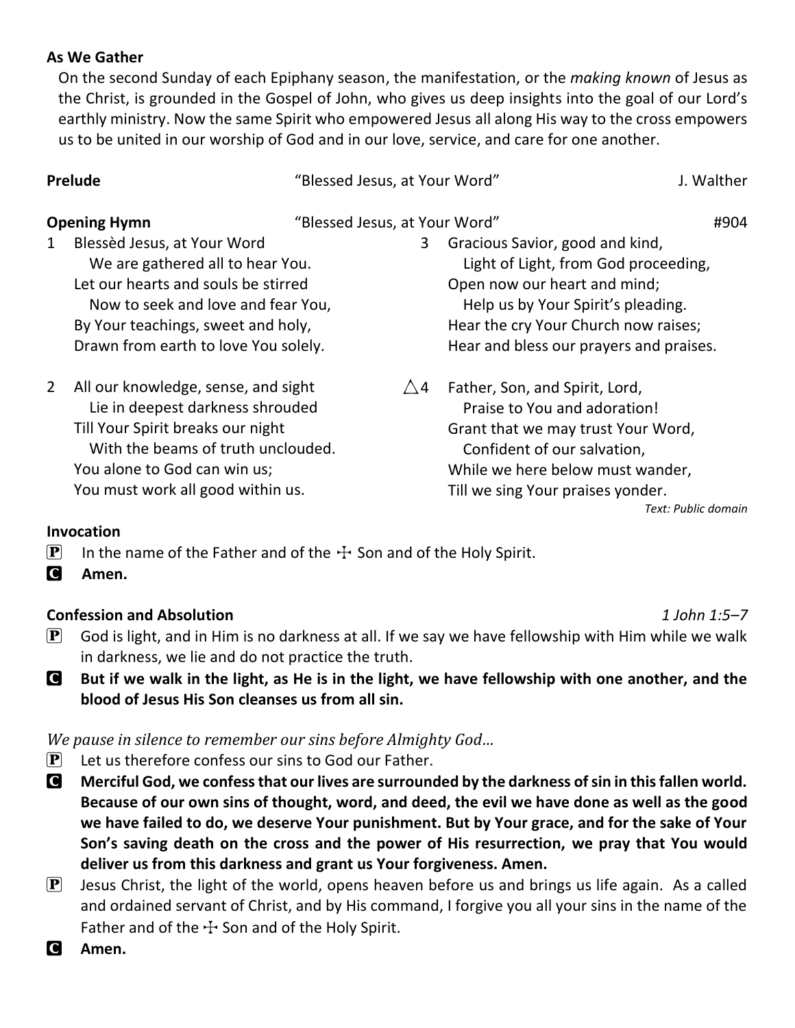**As We Gather**

On the second Sunday of each Epiphany season, the manifestation, or the *making known* of Jesus as the Christ, is grounded in the Gospel of John, who gives us deep insights into the goal of our Lord's earthly ministry. Now the same Spirit who empowered Jesus all along His way to the cross empowers us to be united in our worship of God and in our love, service, and care for one another.

**Prelude** "Blessed Jesus, at Your Word" J. Walther

**Opening Hymn** "Blessed Jesus, at Your Word" #904

1 Blessèd Jesus, at Your Word
  We are gathered all to hear You.
Let our hearts and souls be stirred
  Now to seek and love and fear You,
By Your teachings, sweet and holy,
Drawn from earth to love You solely.

2 All our knowledge, sense, and sight
  Lie in deepest darkness shrouded
Till Your Spirit breaks our night
  With the beams of truth unclouded.
You alone to God can win us;
You must work all good within us.

3 Gracious Savior, good and kind,
  Light of Light, from God proceeding,
Open now our heart and mind;
  Help us by Your Spirit's pleading.
Hear the cry Your Church now raises;
Hear and bless our prayers and praises.

△4 Father, Son, and Spirit, Lord,
  Praise to You and adoration!
Grant that we may trust Your Word,
  Confident of our salvation,
While we here below must wander,
Till we sing Your praises yonder.

*Text: Public domain*

**Invocation**

P In the name of the Father and of the ☩ Son and of the Holy Spirit.

C **Amen.**

**Confession and Absolution** *1 John 1:5–7*

P God is light, and in Him is no darkness at all. If we say we have fellowship with Him while we walk in darkness, we lie and do not practice the truth.

C **But if we walk in the light, as He is in the light, we have fellowship with one another, and the blood of Jesus His Son cleanses us from all sin.**

*We pause in silence to remember our sins before Almighty God…*

P Let us therefore confess our sins to God our Father.

C **Merciful God, we confess that our lives are surrounded by the darkness of sin in this fallen world. Because of our own sins of thought, word, and deed, the evil we have done as well as the good we have failed to do, we deserve Your punishment. But by Your grace, and for the sake of Your Son's saving death on the cross and the power of His resurrection, we pray that You would deliver us from this darkness and grant us Your forgiveness. Amen.**

P Jesus Christ, the light of the world, opens heaven before us and brings us life again. As a called and ordained servant of Christ, and by His command, I forgive you all your sins in the name of the Father and of the ☩ Son and of the Holy Spirit.

C **Amen.**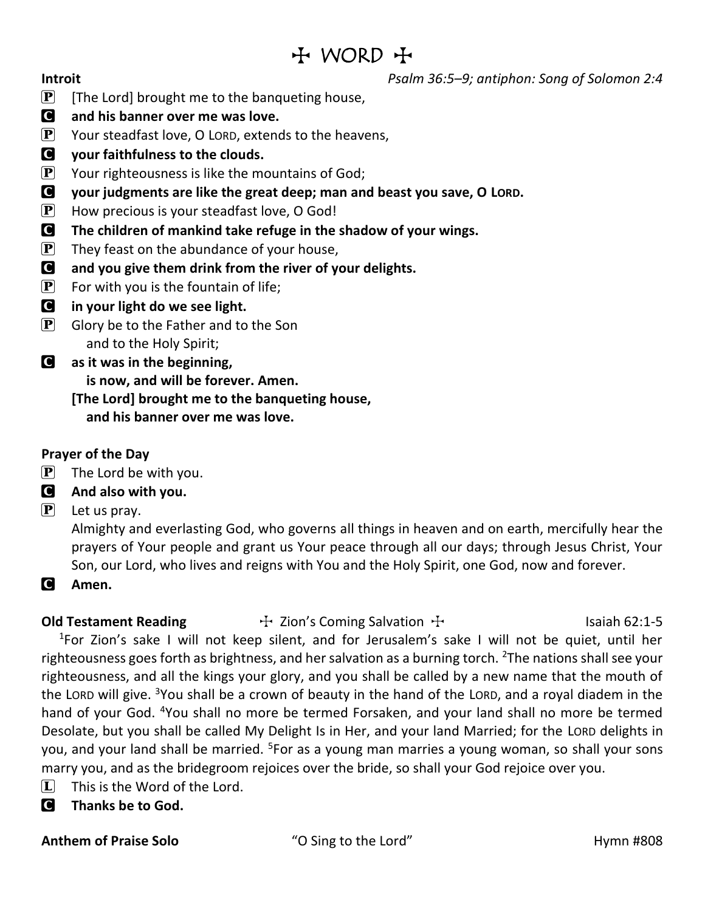# ☩ WORD ☩

**Introit** *Psalm 36:5–9; antiphon: Song of Solomon 2:4*

P [The Lord] brought me to the banqueting house,

C **and his banner over me was love.**

P Your steadfast love, O LORD, extends to the heavens,

C **your faithfulness to the clouds.**

P Your righteousness is like the mountains of God;

C **your judgments are like the great deep; man and beast you save, O LORD.**

P How precious is your steadfast love, O God!

C **The children of mankind take refuge in the shadow of your wings.**

P They feast on the abundance of your house,

C **and you give them drink from the river of your delights.**

P For with you is the fountain of life;

C **in your light do we see light.**

P Glory be to the Father and to the Son
and to the Holy Spirit;

C **as it was in the beginning,
is now, and will be forever. Amen.
[The Lord] brought me to the banqueting house,
and his banner over me was love.**

**Prayer of the Day**

P The Lord be with you.

C **And also with you.**

P Let us pray.
Almighty and everlasting God, who governs all things in heaven and on earth, mercifully hear the prayers of Your people and grant us Your peace through all our days; through Jesus Christ, Your Son, our Lord, who lives and reigns with You and the Holy Spirit, one God, now and forever.

C **Amen.**

**Old Testament Reading** ☩ Zion's Coming Salvation ☩ Isaiah 62:1-5

[1]For Zion's sake I will not keep silent, and for Jerusalem's sake I will not be quiet, until her righteousness goes forth as brightness, and her salvation as a burning torch. [2]The nations shall see your righteousness, and all the kings your glory, and you shall be called by a new name that the mouth of the LORD will give. [3]You shall be a crown of beauty in the hand of the LORD, and a royal diadem in the hand of your God. [4]You shall no more be termed Forsaken, and your land shall no more be termed Desolate, but you shall be called My Delight Is in Her, and your land Married; for the LORD delights in you, and your land shall be married. [5]For as a young man marries a young woman, so shall your sons marry you, and as the bridegroom rejoices over the bride, so shall your God rejoice over you.

L This is the Word of the Lord.

C **Thanks be to God.**

**Anthem of Praise Solo** "O Sing to the Lord" Hymn #808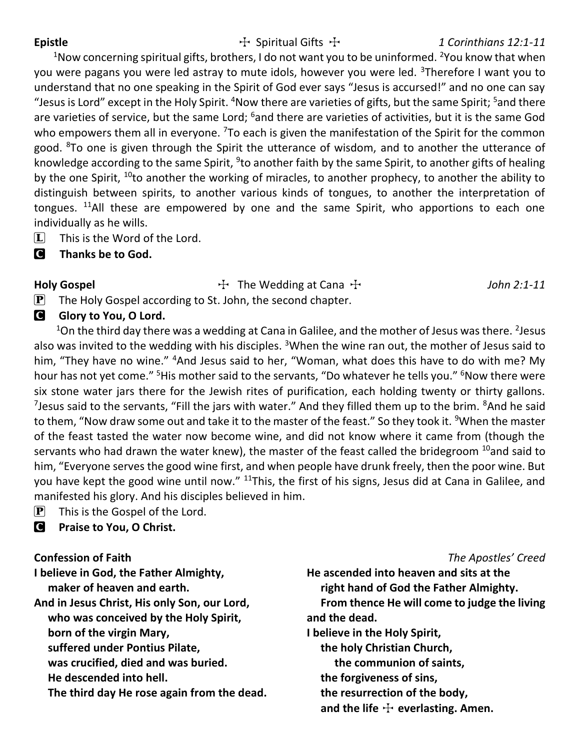**Epistle** ☩ Spiritual Gifts ☩ *1 Corinthians 12:1-11*

[1]Now concerning spiritual gifts, brothers, I do not want you to be uninformed. [2]You know that when you were pagans you were led astray to mute idols, however you were led. [3]Therefore I want you to understand that no one speaking in the Spirit of God ever says "Jesus is accursed!" and no one can say "Jesus is Lord" except in the Holy Spirit. [4]Now there are varieties of gifts, but the same Spirit; [5]and there are varieties of service, but the same Lord; [6]and there are varieties of activities, but it is the same God who empowers them all in everyone. [7]To each is given the manifestation of the Spirit for the common good. [8]To one is given through the Spirit the utterance of wisdom, and to another the utterance of knowledge according to the same Spirit, [9]to another faith by the same Spirit, to another gifts of healing by the one Spirit, [10]to another the working of miracles, to another prophecy, to another the ability to distinguish between spirits, to another various kinds of tongues, to another the interpretation of tongues. [11]All these are empowered by one and the same Spirit, who apportions to each one individually as he wills.

L This is the Word of the Lord.

C **Thanks be to God.**

**Holy Gospel** ☩ The Wedding at Cana ☩ *John 2:1-11*

P The Holy Gospel according to St. John, the second chapter.

C **Glory to You, O Lord.**

[1]On the third day there was a wedding at Cana in Galilee, and the mother of Jesus was there. [2]Jesus also was invited to the wedding with his disciples. [3]When the wine ran out, the mother of Jesus said to him, "They have no wine." [4]And Jesus said to her, "Woman, what does this have to do with me? My hour has not yet come." [5]His mother said to the servants, "Do whatever he tells you." [6]Now there were six stone water jars there for the Jewish rites of purification, each holding twenty or thirty gallons. [7]Jesus said to the servants, "Fill the jars with water." And they filled them up to the brim. [8]And he said to them, "Now draw some out and take it to the master of the feast." So they took it. [9]When the master of the feast tasted the water now become wine, and did not know where it came from (though the servants who had drawn the water knew), the master of the feast called the bridegroom [10]and said to him, "Everyone serves the good wine first, and when people have drunk freely, then the poor wine. But you have kept the good wine until now." [11]This, the first of his signs, Jesus did at Cana in Galilee, and manifested his glory. And his disciples believed in him.

P This is the Gospel of the Lord.

C **Praise to You, O Christ.**

**Confession of Faith** *The Apostles' Creed*

**I believe in God, the Father Almighty,**
**maker of heaven and earth.**
**And in Jesus Christ, His only Son, our Lord,**
**who was conceived by the Holy Spirit,**
**born of the virgin Mary,**
**suffered under Pontius Pilate,**
**was crucified, died and was buried.**
**He descended into hell.**
**The third day He rose again from the dead.**
**He ascended into heaven and sits at the**
**right hand of God the Father Almighty.**
**From thence He will come to judge the living**
**and the dead.**
**I believe in the Holy Spirit,**
**the holy Christian Church,**
**the communion of saints,**
**the forgiveness of sins,**
**the resurrection of the body,**
**and the life ☩ everlasting. Amen.**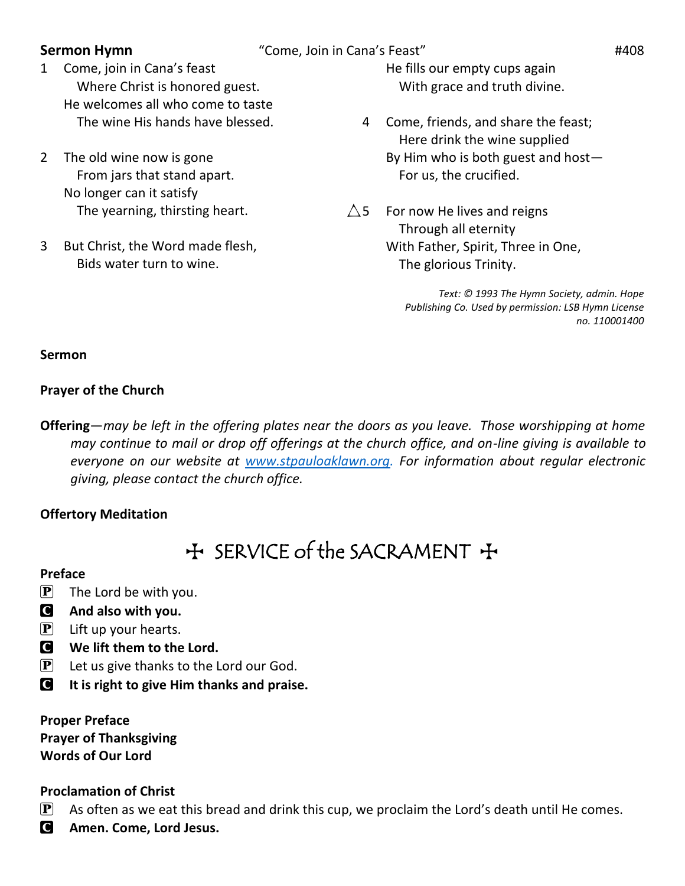**Sermon Hymn** "Come, Join in Cana's Feast" #408

1 Come, join in Cana's feast
  Where Christ is honored guest.
 He welcomes all who come to taste
  The wine His hands have blessed.

2 The old wine now is gone
  From jars that stand apart.
 No longer can it satisfy
  The yearning, thirsting heart.

3 But Christ, the Word made flesh,
  Bids water turn to wine.
 He fills our empty cups again
  With grace and truth divine.

4 Come, friends, and share the feast;
  Here drink the wine supplied
 By Him who is both guest and host—
  For us, the crucified.

△5 For now He lives and reigns
  Through all eternity
 With Father, Spirit, Three in One,
  The glorious Trinity.

*Text: © 1993 The Hymn Society, admin. Hope Publishing Co. Used by permission: LSB Hymn License no. 110001400*

**Sermon**

**Prayer of the Church**

**Offering**—*may be left in the offering plates near the doors as you leave. Those worshipping at home may continue to mail or drop off offerings at the church office, and on-line giving is available to everyone on our website at [www.stpauloaklawn.org](http://www.stpauloaklawn.org). For information about regular electronic giving, please contact the church office.*

**Offertory Meditation**

# ☩ SERVICE of the SACRAMENT ☩

**Preface**

P The Lord be with you.
C **And also with you.**
P Lift up your hearts.
C **We lift them to the Lord.**
P Let us give thanks to the Lord our God.
C **It is right to give Him thanks and praise.**

**Proper Preface**
**Prayer of Thanksgiving**
**Words of Our Lord**

**Proclamation of Christ**

P As often as we eat this bread and drink this cup, we proclaim the Lord's death until He comes.
C **Amen. Come, Lord Jesus.**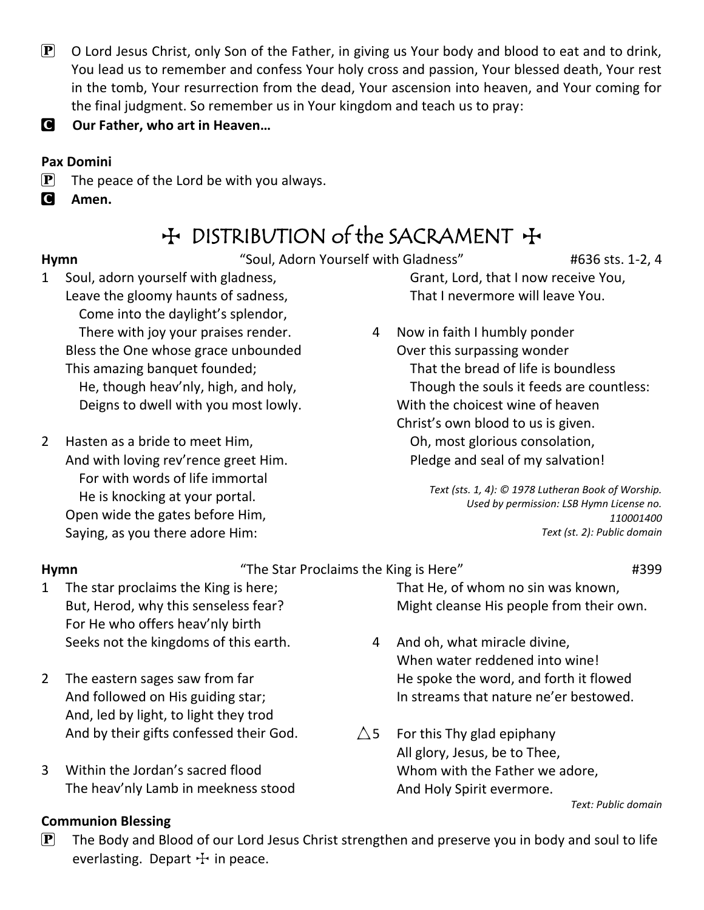**P** O Lord Jesus Christ, only Son of the Father, in giving us Your body and blood to eat and to drink, You lead us to remember and confess Your holy cross and passion, Your blessed death, Your rest in the tomb, Your resurrection from the dead, Your ascension into heaven, and Your coming for the final judgment. So remember us in Your kingdom and teach us to pray:

**C** **Our Father, who art in Heaven…**

**Pax Domini**

**P** The peace of the Lord be with you always.

**C** **Amen.**

# ✠ DISTRIBUTION of the SACRAMENT ✠

**Hymn** "Soul, Adorn Yourself with Gladness" #636 sts. 1-2, 4

1 Soul, adorn yourself with gladness,
Leave the gloomy haunts of sadness,
Come into the daylight's splendor,
There with joy your praises render.
Bless the One whose grace unbounded
This amazing banquet founded;
He, though heav'nly, high, and holy,
Deigns to dwell with you most lowly.

2 Hasten as a bride to meet Him,
And with loving rev'rence greet Him.
For with words of life immortal
He is knocking at your portal.
Open wide the gates before Him,
Saying, as you there adore Him:
Grant, Lord, that I now receive You,
That I nevermore will leave You.

4 Now in faith I humbly ponder
Over this surpassing wonder
That the bread of life is boundless
Though the souls it feeds are countless:
With the choicest wine of heaven
Christ's own blood to us is given.
Oh, most glorious consolation,
Pledge and seal of my salvation!

*Text (sts. 1, 4): © 1978 Lutheran Book of Worship. Used by permission: LSB Hymn License no. 110001400*
*Text (st. 2): Public domain*

**Hymn** "The Star Proclaims the King is Here" #399

1 The star proclaims the King is here;
But, Herod, why this senseless fear?
For He who offers heav'nly birth
Seeks not the kingdoms of this earth.

2 The eastern sages saw from far
And followed on His guiding star;
And, led by light, to light they trod
And by their gifts confessed their God.

3 Within the Jordan's sacred flood
The heav'nly Lamb in meekness stood
That He, of whom no sin was known,
Might cleanse His people from their own.

4 And oh, what miracle divine,
When water reddened into wine!
He spoke the word, and forth it flowed
In streams that nature ne'er bestowed.

△5 For this Thy glad epiphany
All glory, Jesus, be to Thee,
Whom with the Father we adore,
And Holy Spirit evermore.

*Text: Public domain*

**Communion Blessing**

**P** The Body and Blood of our Lord Jesus Christ strengthen and preserve you in body and soul to life everlasting. Depart ✠ in peace.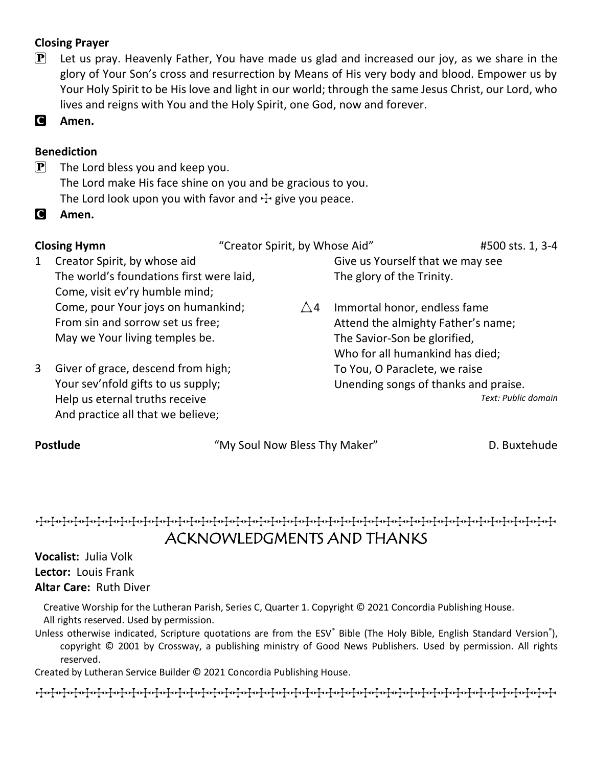**Closing Prayer**

**P** Let us pray. Heavenly Father, You have made us glad and increased our joy, as we share in the glory of Your Son's cross and resurrection by Means of His very body and blood. Empower us by Your Holy Spirit to be His love and light in our world; through the same Jesus Christ, our Lord, who lives and reigns with You and the Holy Spirit, one God, now and forever.

**C** **Amen.**

**Benediction**

**P** The Lord bless you and keep you.
The Lord make His face shine on you and be gracious to you.
The Lord look upon you with favor and ☩ give you peace.

**C** **Amen.**

**Closing Hymn** "Creator Spirit, by Whose Aid" #500 sts. 1, 3-4

1 Creator Spirit, by whose aid
The world's foundations first were laid,
Come, visit ev'ry humble mind;
Come, pour Your joys on humankind;
From sin and sorrow set us free;
May we Your living temples be.

3 Giver of grace, descend from high;
Your sev'nfold gifts to us supply;
Help us eternal truths receive
And practice all that we believe;
Give us Yourself that we may see
The glory of the Trinity.

△4 Immortal honor, endless fame
Attend the almighty Father's name;
The Savior-Son be glorified,
Who for all humankind has died;
To You, O Paraclete, we raise
Unending songs of thanks and praise.

*Text: Public domain*

**Postlude** "My Soul Now Bless Thy Maker" D. Buxtehude

## ACKNOWLEDGMENTS AND THANKS

**Vocalist:** Julia Volk
**Lector:** Louis Frank
**Altar Care:** Ruth Diver

Creative Worship for the Lutheran Parish, Series C, Quarter 1. Copyright © 2021 Concordia Publishing House. All rights reserved. Used by permission.

Unless otherwise indicated, Scripture quotations are from the ESV® Bible (The Holy Bible, English Standard Version®), copyright © 2001 by Crossway, a publishing ministry of Good News Publishers. Used by permission. All rights reserved.

Created by Lutheran Service Builder © 2021 Concordia Publishing House.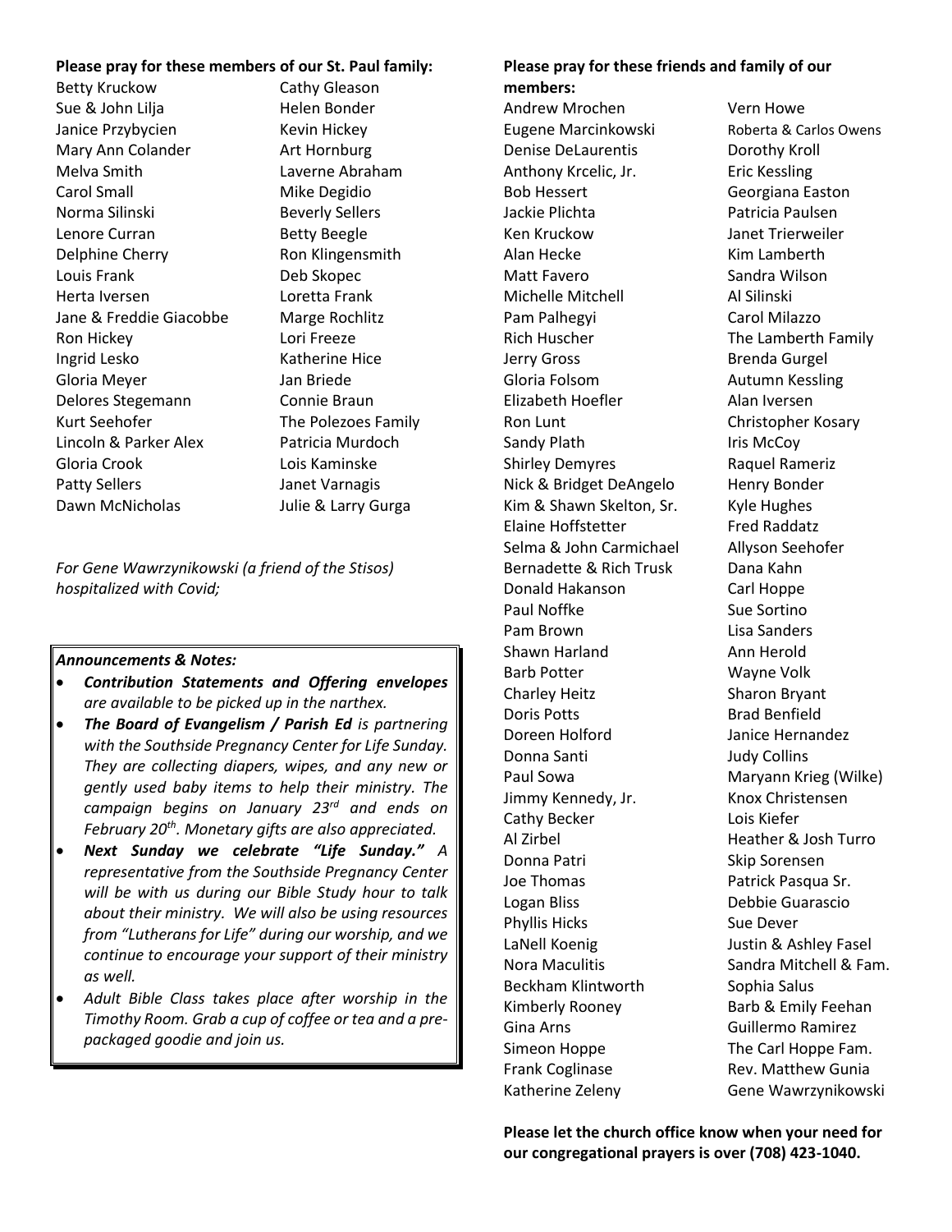**Please pray for these members of our St. Paul family:**

Betty Kruckow
Sue & John Lilja
Janice Przybycien
Mary Ann Colander
Melva Smith
Carol Small
Norma Silinski
Lenore Curran
Delphine Cherry
Louis Frank
Herta Iversen
Jane & Freddie Giacobbe
Ron Hickey
Ingrid Lesko
Gloria Meyer
Delores Stegemann
Kurt Seehofer
Lincoln & Parker Alex
Gloria Crook
Patty Sellers
Dawn McNicholas
Cathy Gleason
Helen Bonder
Kevin Hickey
Art Hornburg
Laverne Abraham
Mike Degidio
Beverly Sellers
Betty Beegle
Ron Klingensmith
Deb Skopec
Loretta Frank
Marge Rochlitz
Lori Freeze
Katherine Hice
Jan Briede
Connie Braun
The Polezoes Family
Patricia Murdoch
Lois Kaminske
Janet Varnagis
Julie & Larry Gurga

*For Gene Wawrzynikowski (a friend of the Stisos) hospitalized with Covid;*

***Announcements & Notes:***

- ***Contribution Statements and Offering envelopes** are available to be picked up in the narthex.*
- ***The Board of Evangelism / Parish Ed** is partnering with the Southside Pregnancy Center for Life Sunday. They are collecting diapers, wipes, and any new or gently used baby items to help their ministry. The campaign begins on January 23rd and ends on February 20th. Monetary gifts are also appreciated.*
- ***Next Sunday we celebrate "Life Sunday."** A representative from the Southside Pregnancy Center will be with us during our Bible Study hour to talk about their ministry. We will also be using resources from "Lutherans for Life" during our worship, and we continue to encourage your support of their ministry as well.*
- *Adult Bible Class takes place after worship in the Timothy Room. Grab a cup of coffee or tea and a pre-packaged goodie and join us.*

**Please pray for these friends and family of our members:**

Andrew Mrochen
Eugene Marcinkowski
Denise DeLaurentis
Anthony Krcelic, Jr.
Bob Hessert
Jackie Plichta
Ken Kruckow
Alan Hecke
Matt Favero
Michelle Mitchell
Pam Palhegyi
Rich Huscher
Jerry Gross
Gloria Folsom
Elizabeth Hoefler
Ron Lunt
Sandy Plath
Shirley Demyres
Nick & Bridget DeAngelo
Kim & Shawn Skelton, Sr.
Elaine Hoffstetter
Selma & John Carmichael
Bernadette & Rich Trusk
Donald Hakanson
Paul Noffke
Pam Brown
Shawn Harland
Barb Potter
Charley Heitz
Doris Potts
Doreen Holford
Donna Santi
Paul Sowa
Jimmy Kennedy, Jr.
Cathy Becker
Al Zirbel
Donna Patri
Joe Thomas
Logan Bliss
Phyllis Hicks
LaNell Koenig
Nora Maculitis
Beckham Klintworth
Kimberly Rooney
Gina Arns
Simeon Hoppe
Frank Coglinase
Katherine Zeleny
Vern Howe
Roberta & Carlos Owens
Dorothy Kroll
Eric Kessling
Georgiana Easton
Patricia Paulsen
Janet Trierweiler
Kim Lamberth
Sandra Wilson
Al Silinski
Carol Milazzo
The Lamberth Family
Brenda Gurgel
Autumn Kessling
Alan Iversen
Christopher Kosary
Iris McCoy
Raquel Rameriz
Henry Bonder
Kyle Hughes
Fred Raddatz
Allyson Seehofer
Dana Kahn
Carl Hoppe
Sue Sortino
Lisa Sanders
Ann Herold
Wayne Volk
Sharon Bryant
Brad Benfield
Janice Hernandez
Judy Collins
Maryann Krieg (Wilke)
Knox Christensen
Lois Kiefer
Heather & Josh Turro
Skip Sorensen
Patrick Pasqua Sr.
Debbie Guarascio
Sue Dever
Justin & Ashley Fasel
Sandra Mitchell & Fam.
Sophia Salus
Barb & Emily Feehan
Guillermo Ramirez
The Carl Hoppe Fam.
Rev. Matthew Gunia
Gene Wawrzynikowski

**Please let the church office know when your need for our congregational prayers is over (708) 423-1040.**